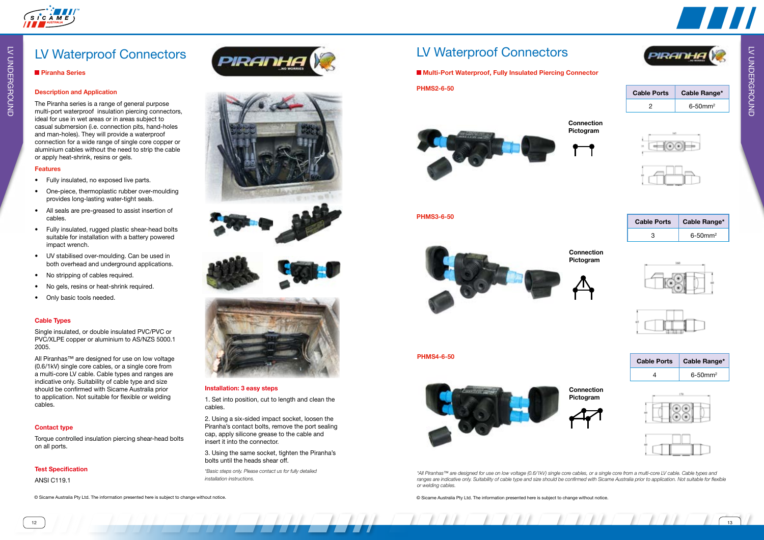# LV Waterproof Connectors

## Piranha Series

### Description and Application

The Piranha series is a range of general purpose multi-port waterproof insulation piercing connectors, ideal for use in wet areas or in areas subject to casual submersion (i.e. connection pits, hand-holes and man-holes). They will provide a waterproof connection for a wide range of single core copper or aluminium cables without the need to strip the cable or apply heat-shrink, resins or gels.

### Features

- Fully insulated, no exposed live parts.
- One-piece, thermoplastic rubber over-moulding provides long-lasting water-tight seals.
- All seals are pre-greased to assist insertion of cables.
- Fully insulated, rugged plastic shear-head bolts suitable for installation with a battery powered impact wrench.
- UV stabilised over-moulding. Can be used in both overhead and underground applications.
- No stripping of cables required.
- No gels, resins or heat-shrink required.
- Only basic tools needed.

### Cable Types

Single insulated, or double insulated PVC/PVC or PVC/XLPE copper or aluminium to AS/NZS 5000.1 2005.

All Piranhas™ are designed for use on low voltage (0.6/1kV) single core cables, or a single core from a multi-core LV cable. Cable types and ranges are indicative only. Suitability of cable type and size should be confirmed with Sicame Australia prior to application. Not suitable for flexible or welding cables.

### Contact type

Torque controlled insulation piercing shear-head bolts on all ports.

### Test Specification

ANSI C119.1

### Installation: 3 easy steps

1. Set into position, cut to length and clean the cables.

2. Using a six-sided impact socket, loosen the Piranha's contact bolts, remove the port sealing cap, apply silicone grease to the cable and insert it into the connector.

3. Using the same socket, tighten the Piranha's bolts until the heads shear off.

*Basic steps only. Please contact us for fully detailed installation instructions.*

© Sicame Australia Pty Ltd. The information presented here is subject to change without notice.

# LV Waterproof Connectors

## Multi-Port Waterproof, Fully Insulated Piercing Connector

### PHMS2-6-50

| Cable Ports | Cable Range* |
|---|---|
| 2 | 6-50mm² |

Connection Pictogram

### PHMS3-6-50

| Cable Ports | Cable Range* |
|---|---|
| 3 | 6-50mm² |

Connection Pictogram

### PHMS4-6-50

| Cable Ports | Cable Range* |
|---|---|
| 4 | 6-50mm² |

Connection Pictogram

*All Piranhas™ are designed for use on low voltage (0.6/1kV) single core cables, or a single core from a multi-core LV cable. Cable types and ranges are indicative only. Suitability of cable type and size should be confirmed with Sicame Australia prior to application. Not suitable for flexible or welding cables.*

© Sicame Australia Pty Ltd. The information presented here is subject to change without notice.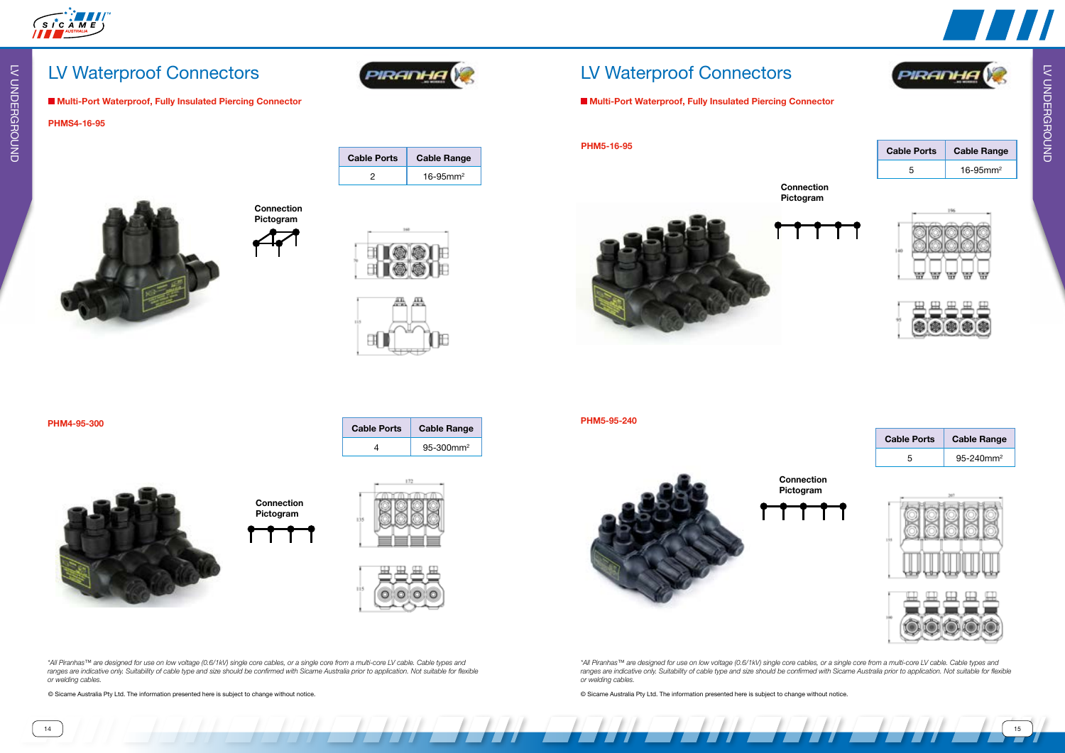# LV Waterproof Connectors

**Multi-Port Waterproof, Fully Insulated Piercing Connector**

## PHMS4-16-95

| Cable Ports | Cable Range |
|---|---|
| 2 | 16-95mm² |

Connection Pictogram

## PHM4-95-300

| Cable Ports | Cable Range |
|---|---|
| 4 | 95-300mm² |

Connection Pictogram

*\*All Piranhas™ are designed for use on low voltage (0.6/1kV) single core cables, or a single core from a multi-core LV cable. Cable types and ranges are indicative only. Suitability of cable type and size should be confirmed with Sicame Australia prior to application. Not suitable for flexible or welding cables.*

© Sicame Australia Pty Ltd. The information presented here is subject to change without notice.

# LV Waterproof Connectors

**Multi-Port Waterproof, Fully Insulated Piercing Connector**

## PHM5-16-95

| Cable Ports | Cable Range |
|---|---|
| 5 | 16-95mm² |

Connection Pictogram

## PHM5-95-240

| Cable Ports | Cable Range |
|---|---|
| 5 | 95-240mm² |

Connection Pictogram

*\*All Piranhas™ are designed for use on low voltage (0.6/1kV) single core cables, or a single core from a multi-core LV cable. Cable types and ranges are indicative only. Suitability of cable type and size should be confirmed with Sicame Australia prior to application. Not suitable for flexible or welding cables.*

© Sicame Australia Pty Ltd. The information presented here is subject to change without notice.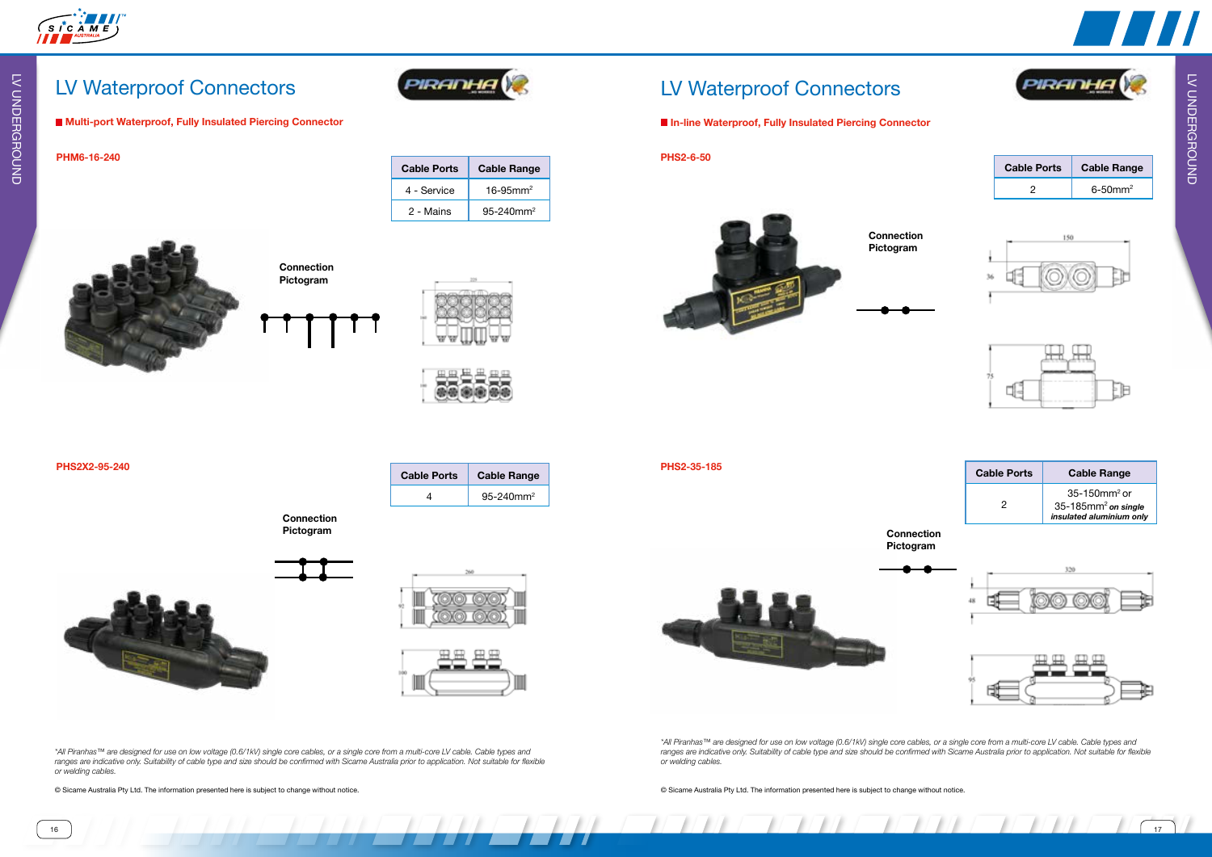# LV Waterproof Connectors

**Multi-port Waterproof, Fully Insulated Piercing Connector**

### PHM6-16-240

| Cable Ports | Cable Range |
|---|---|
| 4 - Service | 16-95mm² |
| 2 - Mains | 95-240mm² |

Connection Pictogram

### PHS2X2-95-240

| Cable Ports | Cable Range |
|---|---|
| 4 | 95-240mm² |

Connection Pictogram

*\*All Piranhas™ are designed for use on low voltage (0.6/1kV) single core cables, or a single core from a multi-core LV cable. Cable types and ranges are indicative only. Suitability of cable type and size should be confirmed with Sicame Australia prior to application. Not suitable for flexible or welding cables.*

© Sicame Australia Pty Ltd. The information presented here is subject to change without notice.

# LV Waterproof Connectors

**In-line Waterproof, Fully Insulated Piercing Connector**

### PHS2-6-50

| Cable Ports | Cable Range |
|---|---|
| 2 | 6-50mm² |

Connection Pictogram

### PHS2-35-185

| Cable Ports | Cable Range |
|---|---|
| 2 | 35-150mm² or 35-185mm² ***on single insulated aluminium only*** |

Connection Pictogram

*\*All Piranhas™ are designed for use on low voltage (0.6/1kV) single core cables, or a single core from a multi-core LV cable. Cable types and ranges are indicative only. Suitability of cable type and size should be confirmed with Sicame Australia prior to application. Not suitable for flexible or welding cables.*

© Sicame Australia Pty Ltd. The information presented here is subject to change without notice.